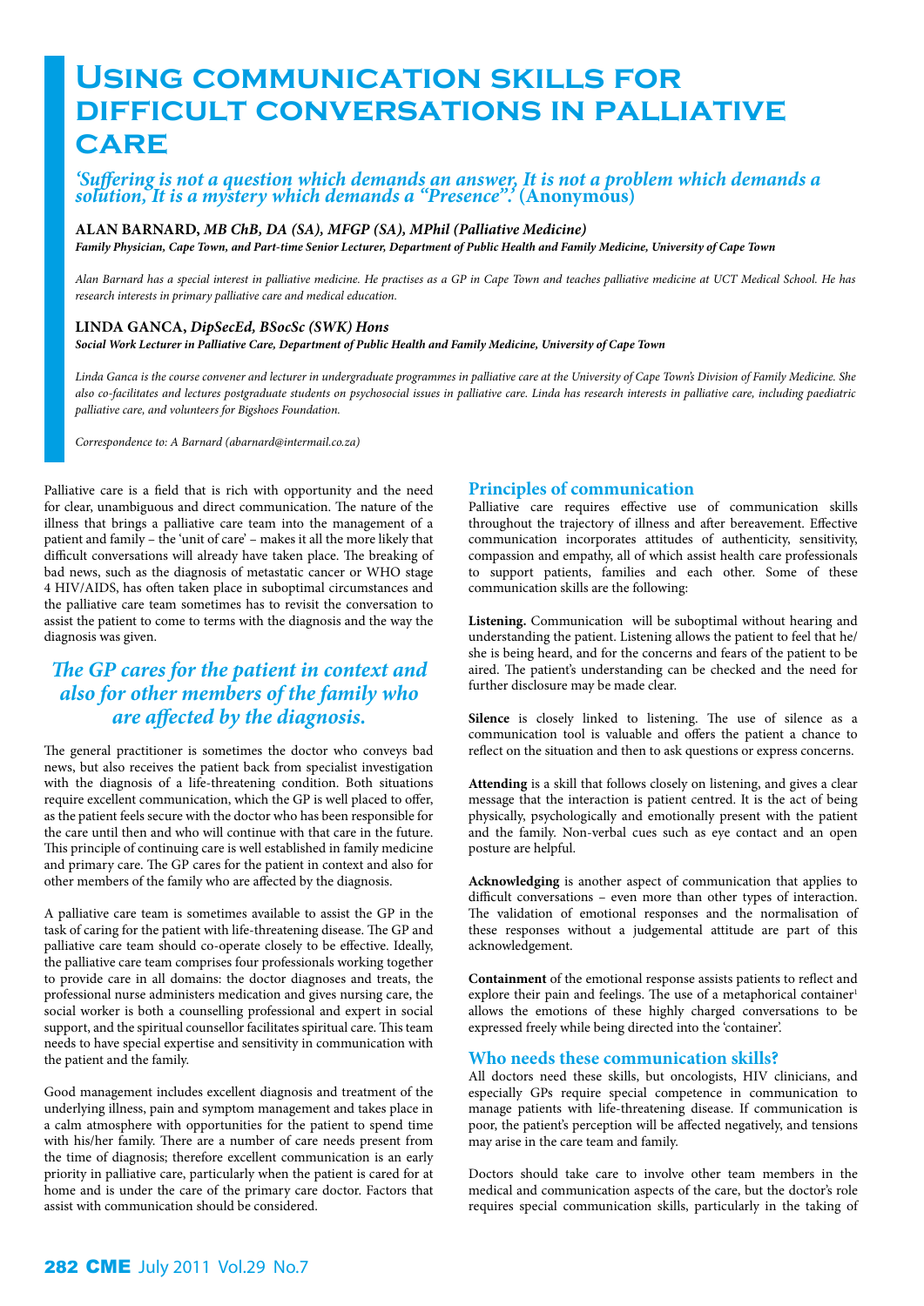# Using communication skills for difficult conversations in palliative care

*'Suffering is not a question which demands an answer, It is not a problem which demands a solution, It is a mystery which demands a "Presence".'* **(Anonymous)**

**ALAN BARNARD,** ***MB ChB, DA (SA), MFGP (SA), MPhil (Palliative Medicine)***

***Family Physician, Cape Town, and Part-time Senior Lecturer, Department of Public Health and Family Medicine, University of Cape Town***

*Alan Barnard has a special interest in palliative medicine. He practises as a GP in Cape Town and teaches palliative medicine at UCT Medical School. He has research interests in primary palliative care and medical education.*

**LINDA GANCA,** ***DipSecEd, BSocSc (SWK) Hons***

***Social Work Lecturer in Palliative Care, Department of Public Health and Family Medicine, University of Cape Town***

*Linda Ganca is the course convener and lecturer in undergraduate programmes in palliative care at the University of Cape Town's Division of Family Medicine. She also co-facilitates and lectures postgraduate students on psychosocial issues in palliative care. Linda has research interests in palliative care, including paediatric palliative care, and volunteers for Bigshoes Foundation.*

*Correspondence to: A Barnard (abarnard@intermail.co.za)*

Palliative care is a field that is rich with opportunity and the need for clear, unambiguous and direct communication. The nature of the illness that brings a palliative care team into the management of a patient and family – the 'unit of care' – makes it all the more likely that difficult conversations will already have taken place. The breaking of bad news, such as the diagnosis of metastatic cancer or WHO stage 4 HIV/AIDS, has often taken place in suboptimal circumstances and the palliative care team sometimes has to revisit the conversation to assist the patient to come to terms with the diagnosis and the way the diagnosis was given.

> ***The GP cares for the patient in context and also for other members of the family who are affected by the diagnosis.***

The general practitioner is sometimes the doctor who conveys bad news, but also receives the patient back from specialist investigation with the diagnosis of a life-threatening condition. Both situations require excellent communication, which the GP is well placed to offer, as the patient feels secure with the doctor who has been responsible for the care until then and who will continue with that care in the future. This principle of continuing care is well established in family medicine and primary care. The GP cares for the patient in context and also for other members of the family who are affected by the diagnosis.

A palliative care team is sometimes available to assist the GP in the task of caring for the patient with life-threatening disease. The GP and palliative care team should co-operate closely to be effective. Ideally, the palliative care team comprises four professionals working together to provide care in all domains: the doctor diagnoses and treats, the professional nurse administers medication and gives nursing care, the social worker is both a counselling professional and expert in social support, and the spiritual counsellor facilitates spiritual care. This team needs to have special expertise and sensitivity in communication with the patient and the family.

Good management includes excellent diagnosis and treatment of the underlying illness, pain and symptom management and takes place in a calm atmosphere with opportunities for the patient to spend time with his/her family. There are a number of care needs present from the time of diagnosis; therefore excellent communication is an early priority in palliative care, particularly when the patient is cared for at home and is under the care of the primary care doctor. Factors that assist with communication should be considered.

## Principles of communication

Palliative care requires effective use of communication skills throughout the trajectory of illness and after bereavement. Effective communication incorporates attitudes of authenticity, sensitivity, compassion and empathy, all of which assist health care professionals to support patients, families and each other. Some of these communication skills are the following:

**Listening.** Communication will be suboptimal without hearing and understanding the patient. Listening allows the patient to feel that he/she is being heard, and for the concerns and fears of the patient to be aired. The patient's understanding can be checked and the need for further disclosure may be made clear.

**Silence** is closely linked to listening. The use of silence as a communication tool is valuable and offers the patient a chance to reflect on the situation and then to ask questions or express concerns.

**Attending** is a skill that follows closely on listening, and gives a clear message that the interaction is patient centred. It is the act of being physically, psychologically and emotionally present with the patient and the family. Non-verbal cues such as eye contact and an open posture are helpful.

**Acknowledging** is another aspect of communication that applies to difficult conversations – even more than other types of interaction. The validation of emotional responses and the normalisation of these responses without a judgemental attitude are part of this acknowledgement.

**Containment** of the emotional response assists patients to reflect and explore their pain and feelings. The use of a metaphorical container[1] allows the emotions of these highly charged conversations to be expressed freely while being directed into the 'container'.

## Who needs these communication skills?

All doctors need these skills, but oncologists, HIV clinicians, and especially GPs require special competence in communication to manage patients with life-threatening disease. If communication is poor, the patient's perception will be affected negatively, and tensions may arise in the care team and family.

Doctors should take care to involve other team members in the medical and communication aspects of the care, but the doctor's role requires special communication skills, particularly in the taking of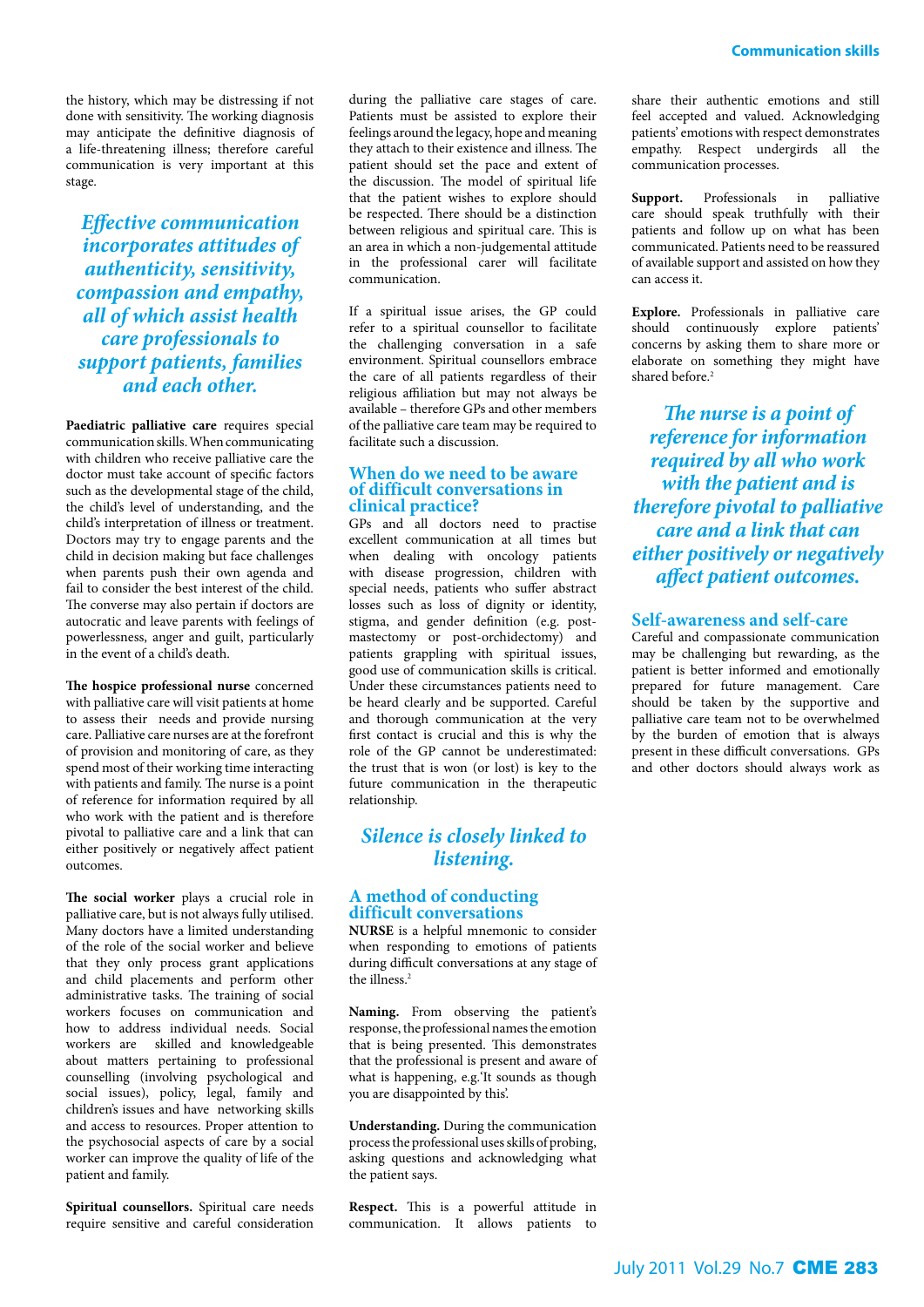the history, which may be distressing if not done with sensitivity. The working diagnosis may anticipate the definitive diagnosis of a life-threatening illness; therefore careful communication is very important at this stage.

*Effective communication incorporates attitudes of authenticity, sensitivity, compassion and empathy, all of which assist health care professionals to support patients, families and each other.*

**Paediatric palliative care** requires special communication skills. When communicating with children who receive palliative care the doctor must take account of specific factors such as the developmental stage of the child, the child's level of understanding, and the child's interpretation of illness or treatment. Doctors may try to engage parents and the child in decision making but face challenges when parents push their own agenda and fail to consider the best interest of the child. The converse may also pertain if doctors are autocratic and leave parents with feelings of powerlessness, anger and guilt, particularly in the event of a child's death.

**The hospice professional nurse** concerned with palliative care will visit patients at home to assess their needs and provide nursing care. Palliative care nurses are at the forefront of provision and monitoring of care, as they spend most of their working time interacting with patients and family. The nurse is a point of reference for information required by all who work with the patient and is therefore pivotal to palliative care and a link that can either positively or negatively affect patient outcomes.

**The social worker** plays a crucial role in palliative care, but is not always fully utilised. Many doctors have a limited understanding of the role of the social worker and believe that they only process grant applications and child placements and perform other administrative tasks. The training of social workers focuses on communication and how to address individual needs. Social workers are skilled and knowledgeable about matters pertaining to professional counselling (involving psychological and social issues), policy, legal, family and children's issues and have networking skills and access to resources. Proper attention to the psychosocial aspects of care by a social worker can improve the quality of life of the patient and family.

**Spiritual counsellors.** Spiritual care needs require sensitive and careful consideration during the palliative care stages of care. Patients must be assisted to explore their feelings around the legacy, hope and meaning they attach to their existence and illness. The patient should set the pace and extent of the discussion. The model of spiritual life that the patient wishes to explore should be respected. There should be a distinction between religious and spiritual care. This is an area in which a non-judgemental attitude in the professional carer will facilitate communication.

If a spiritual issue arises, the GP could refer to a spiritual counsellor to facilitate the challenging conversation in a safe environment. Spiritual counsellors embrace the care of all patients regardless of their religious affiliation but may not always be available – therefore GPs and other members of the palliative care team may be required to facilitate such a discussion.

## When do we need to be aware of difficult conversations in clinical practice?

GPs and all doctors need to practise excellent communication at all times but when dealing with oncology patients with disease progression, children with special needs, patients who suffer abstract losses such as loss of dignity or identity, stigma, and gender definition (e.g. post-mastectomy or post-orchidectomy) and patients grappling with spiritual issues, good use of communication skills is critical. Under these circumstances patients need to be heard clearly and be supported. Careful and thorough communication at the very first contact is crucial and this is why the role of the GP cannot be underestimated: the trust that is won (or lost) is key to the future communication in the therapeutic relationship.

*Silence is closely linked to listening.*

## A method of conducting difficult conversations

**NURSE** is a helpful mnemonic to consider when responding to emotions of patients during difficult conversations at any stage of the illness.[2]

**Naming.** From observing the patient's response, the professional names the emotion that is being presented. This demonstrates that the professional is present and aware of what is happening, e.g.'It sounds as though you are disappointed by this'.

**Understanding.** During the communication process the professional uses skills of probing, asking questions and acknowledging what the patient says.

**Respect.** This is a powerful attitude in communication. It allows patients to share their authentic emotions and still feel accepted and valued. Acknowledging patients' emotions with respect demonstrates empathy. Respect undergirds all the communication processes.

**Support.** Professionals in palliative care should speak truthfully with their patients and follow up on what has been communicated. Patients need to be reassured of available support and assisted on how they can access it.

**Explore.** Professionals in palliative care should continuously explore patients' concerns by asking them to share more or elaborate on something they might have shared before.[2]

*The nurse is a point of reference for information required by all who work with the patient and is therefore pivotal to palliative care and a link that can either positively or negatively affect patient outcomes.*

## Self-awareness and self-care

Careful and compassionate communication may be challenging but rewarding, as the patient is better informed and emotionally prepared for future management. Care should be taken by the supportive and palliative care team not to be overwhelmed by the burden of emotion that is always present in these difficult conversations. GPs and other doctors should always work as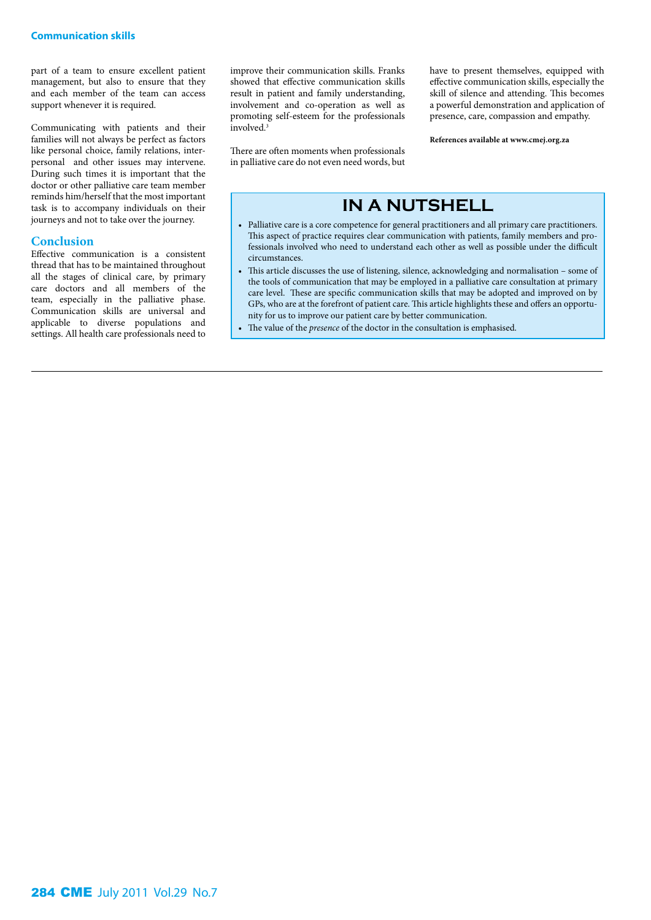part of a team to ensure excellent patient management, but also to ensure that they and each member of the team can access support whenever it is required.

Communicating with patients and their families will not always be perfect as factors like personal choice, family relations, interpersonal and other issues may intervene. During such times it is important that the doctor or other palliative care team member reminds him/herself that the most important task is to accompany individuals on their journeys and not to take over the journey.

## Conclusion

Effective communication is a consistent thread that has to be maintained throughout all the stages of clinical care, by primary care doctors and all members of the team, especially in the palliative phase. Communication skills are universal and applicable to diverse populations and settings. All health care professionals need to improve their communication skills. Franks showed that effective communication skills result in patient and family understanding, involvement and co-operation as well as promoting self-esteem for the professionals involved.[3]

There are often moments when professionals in palliative care do not even need words, but have to present themselves, equipped with effective communication skills, especially the skill of silence and attending. This becomes a powerful demonstration and application of presence, care, compassion and empathy.

**References available at www.cmej.org.za**

## IN A NUTSHELL

- Palliative care is a core competence for general practitioners and all primary care practitioners. This aspect of practice requires clear communication with patients, family members and professionals involved who need to understand each other as well as possible under the difficult circumstances.
- This article discusses the use of listening, silence, acknowledging and normalisation – some of the tools of communication that may be employed in a palliative care consultation at primary care level. These are specific communication skills that may be adopted and improved on by GPs, who are at the forefront of patient care. This article highlights these and offers an opportunity for us to improve our patient care by better communication.
- The value of the *presence* of the doctor in the consultation is emphasised.